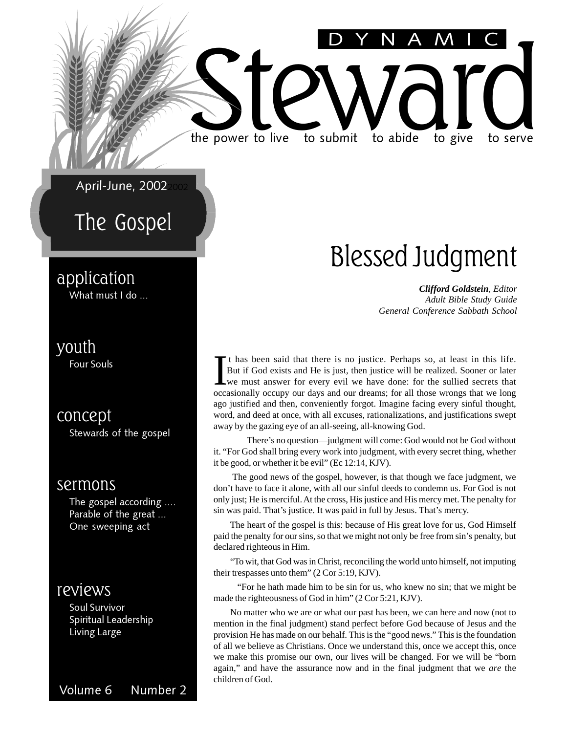# DYNAMIC Steward

the power to live to submit to abide to give to serve

April-June, 2002

## The Gospel

**application**
What must I do …

**youth**
Four Souls

**concept**
Stewards of the gospel

**sermons**
The gospel according ….
Parable of the great …
One sweeping act

**reviews**
Soul Survivor
Spiritual Leadership
Living Large

Volume 6 Number 2

# Blessed Judgment

***Clifford Goldstein****, Editor*
*Adult Bible Study Guide*
*General Conference Sabbath School*

It has been said that there is no justice. Perhaps so, at least in this life. But if God exists and He is just, then justice will be realized. Sooner or later we must answer for every evil we have done: for the sullied secrets that occasionally occupy our days and our dreams; for all those wrongs that we long ago justified and then, conveniently forgot. Imagine facing every sinful thought, word, and deed at once, with all excuses, rationalizations, and justifications swept away by the gazing eye of an all-seeing, all-knowing God.

There's no question—judgment will come: God would not be God without it. "For God shall bring every work into judgment, with every secret thing, whether it be good, or whether it be evil" (Ec 12:14, KJV).

The good news of the gospel, however, is that though we face judgment, we don't have to face it alone, with all our sinful deeds to condemn us. For God is not only just; He is merciful. At the cross, His justice and His mercy met. The penalty for sin was paid. That's justice. It was paid in full by Jesus. That's mercy.

The heart of the gospel is this: because of His great love for us, God Himself paid the penalty for our sins, so that we might not only be free from sin's penalty, but declared righteous in Him.

"To wit, that God was in Christ, reconciling the world unto himself, not imputing their trespasses unto them" (2 Cor 5:19, KJV).

"For he hath made him to be sin for us, who knew no sin; that we might be made the righteousness of God in him" (2 Cor 5:21, KJV).

No matter who we are or what our past has been, we can here and now (not to mention in the final judgment) stand perfect before God because of Jesus and the provision He has made on our behalf. This is the "good news." This is the foundation of all we believe as Christians. Once we understand this, once we accept this, once we make this promise our own, our lives will be changed. For we will be "born again," and have the assurance now and in the final judgment that we *are* the children of God.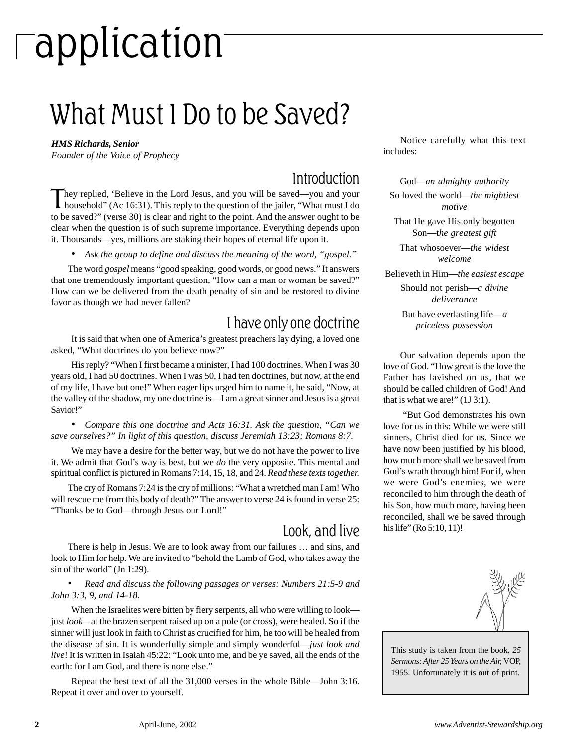# application

## What Must I Do to be Saved?

***HMS Richards, Senior***
*Founder of the Voice of Prophecy*

### Introduction

They replied, 'Believe in the Lord Jesus, and you will be saved—you and your household" (Ac 16:31). This reply to the question of the jailer, "What must I do to be saved?" (verse 30) is clear and right to the point. And the answer ought to be clear when the question is of such supreme importance. Everything depends upon it. Thousands—yes, millions are staking their hopes of eternal life upon it.

- *Ask the group to define and discuss the meaning of the word, "gospel."*

The word *gospel* means "good speaking, good words, or good news." It answers that one tremendously important question, "How can a man or woman be saved?" How can we be delivered from the death penalty of sin and be restored to divine favor as though we had never fallen?

### I have only one doctrine

It is said that when one of America's greatest preachers lay dying, a loved one asked, "What doctrines do you believe now?"

His reply? "When I first became a minister, I had 100 doctrines. When I was 30 years old, I had 50 doctrines. When I was 50, I had ten doctrines, but now, at the end of my life, I have but one!" When eager lips urged him to name it, he said, "Now, at the valley of the shadow, my one doctrine is—I am a great sinner and Jesus is a great Savior!"

- *Compare this one doctrine and Acts 16:31. Ask the question, "Can we save ourselves?" In light of this question, discuss Jeremiah 13:23; Romans 8:7.*

We may have a desire for the better way, but we do not have the power to live it. We admit that God's way is best, but we *do* the very opposite. This mental and spiritual conflict is pictured in Romans 7:14, 15, 18, and 24. *Read these texts together.*

The cry of Romans 7:24 is the cry of millions: "What a wretched man I am! Who will rescue me from this body of death?" The answer to verse 24 is found in verse 25: "Thanks be to God—through Jesus our Lord!"

### Look, and live

There is help in Jesus. We are to look away from our failures … and sins, and look to Him for help. We are invited to "behold the Lamb of God, who takes away the sin of the world" (Jn 1:29).

- *Read and discuss the following passages or verses: Numbers 21:5-9 and John 3:3, 9, and 14-18.*

When the Israelites were bitten by fiery serpents, all who were willing to look—just *look*—at the brazen serpent raised up on a pole (or cross), were healed. So if the sinner will just look in faith to Christ as crucified for him, he too will be healed from the disease of sin. It is wonderfully simple and simply wonderful—*just look and live*! It is written in Isaiah 45:22: "Look unto me, and be ye saved, all the ends of the earth: for I am God, and there is none else."

Repeat the best text of all the 31,000 verses in the whole Bible—John 3:16. Repeat it over and over to yourself.

Notice carefully what this text includes:

God—*an almighty authority*

So loved the world—*the mightiest motive*

That He gave His only begotten Son—*the greatest gift*

That whosoever—*the widest welcome*

Believeth in Him—*the easiest escape*

Should not perish—*a divine deliverance*

But have everlasting life—*a priceless possession*

Our salvation depends upon the love of God. "How great is the love the Father has lavished on us, that we should be called children of God! And that is what we are!" (1J 3:1).

"But God demonstrates his own love for us in this: While we were still sinners, Christ died for us. Since we have now been justified by his blood, how much more shall we be saved from God's wrath through him! For if, when we were God's enemies, we were reconciled to him through the death of his Son, how much more, having been reconciled, shall we be saved through his life" (Ro 5:10, 11)!

This study is taken from the book, *25 Sermons: After 25 Years on the Air,* VOP, 1955. Unfortunately it is out of print.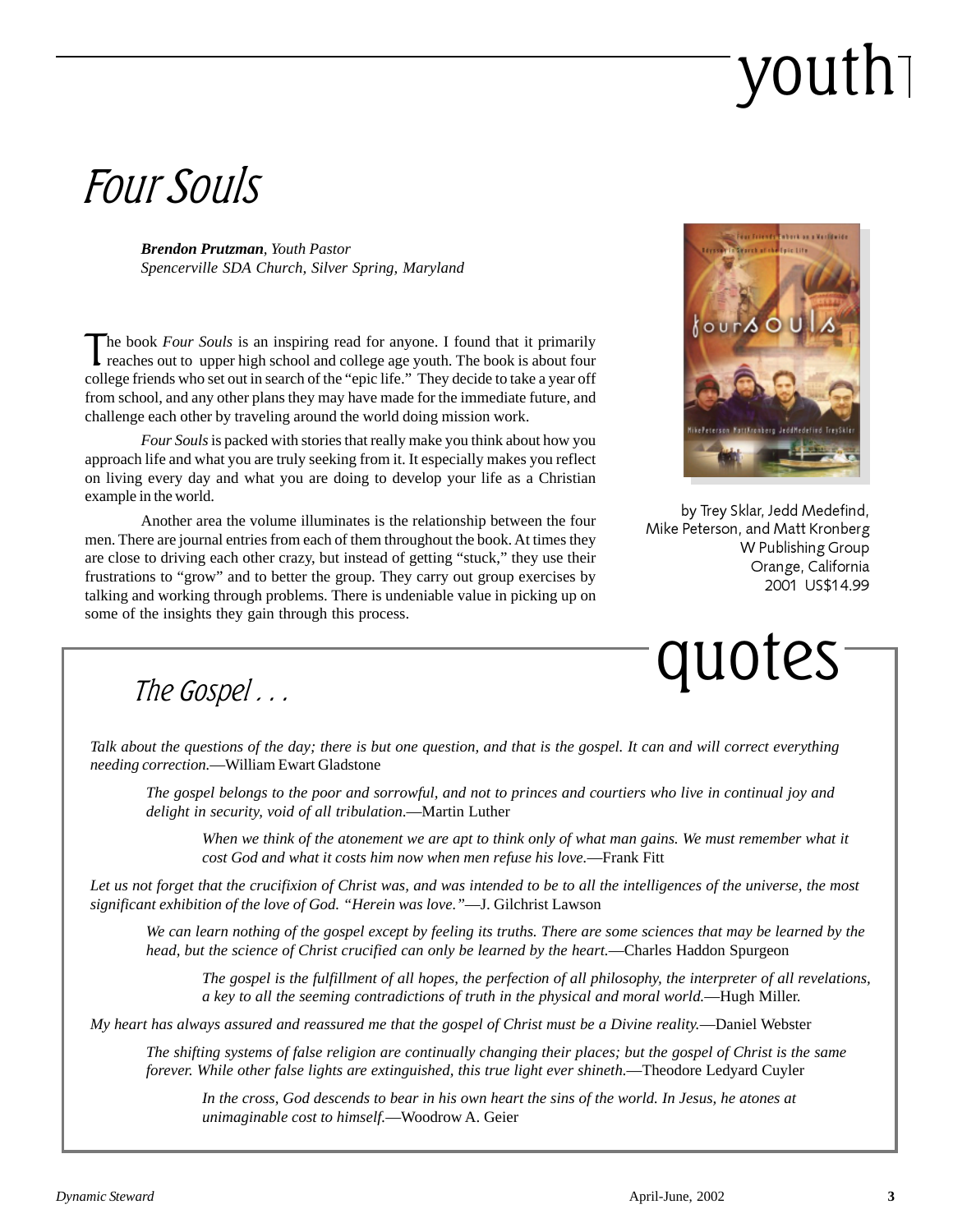# youth

## Four Souls

***Brendon Prutzman**, Youth Pastor*
*Spencerville SDA Church, Silver Spring, Maryland*

The book *Four Souls* is an inspiring read for anyone. I found that it primarily reaches out to upper high school and college age youth. The book is about four college friends who set out in search of the "epic life." They decide to take a year off from school, and any other plans they may have made for the immediate future, and challenge each other by traveling around the world doing mission work.

*Four Souls* is packed with stories that really make you think about how you approach life and what you are truly seeking from it. It especially makes you reflect on living every day and what you are doing to develop your life as a Christian example in the world.

Another area the volume illuminates is the relationship between the four men. There are journal entries from each of them throughout the book. At times they are close to driving each other crazy, but instead of getting "stuck," they use their frustrations to "grow" and to better the group. They carry out group exercises by talking and working through problems. There is undeniable value in picking up on some of the insights they gain through this process.

by Trey Sklar, Jedd Medefind, Mike Peterson, and Matt Kronberg
W Publishing Group
Orange, California
2001 US$14.99

# quotes

## The Gospel . . .

*Talk about the questions of the day; there is but one question, and that is the gospel. It can and will correct everything needing correction.*—William Ewart Gladstone

*The gospel belongs to the poor and sorrowful, and not to princes and courtiers who live in continual joy and delight in security, void of all tribulation.*—Martin Luther

*When we think of the atonement we are apt to think only of what man gains. We must remember what it cost God and what it costs him now when men refuse his love.*—Frank Fitt

*Let us not forget that the crucifixion of Christ was, and was intended to be to all the intelligences of the universe, the most significant exhibition of the love of God. "Herein was love."*—J. Gilchrist Lawson

*We can learn nothing of the gospel except by feeling its truths. There are some sciences that may be learned by the head, but the science of Christ crucified can only be learned by the heart.*—Charles Haddon Spurgeon

*The gospel is the fulfillment of all hopes, the perfection of all philosophy, the interpreter of all revelations, a key to all the seeming contradictions of truth in the physical and moral world.*—Hugh Miller.

*My heart has always assured and reassured me that the gospel of Christ must be a Divine reality.*—Daniel Webster

*The shifting systems of false religion are continually changing their places; but the gospel of Christ is the same forever. While other false lights are extinguished, this true light ever shineth.*—Theodore Ledyard Cuyler

*In the cross, God descends to bear in his own heart the sins of the world. In Jesus, he atones at unimaginable cost to himself.*—Woodrow A. Geier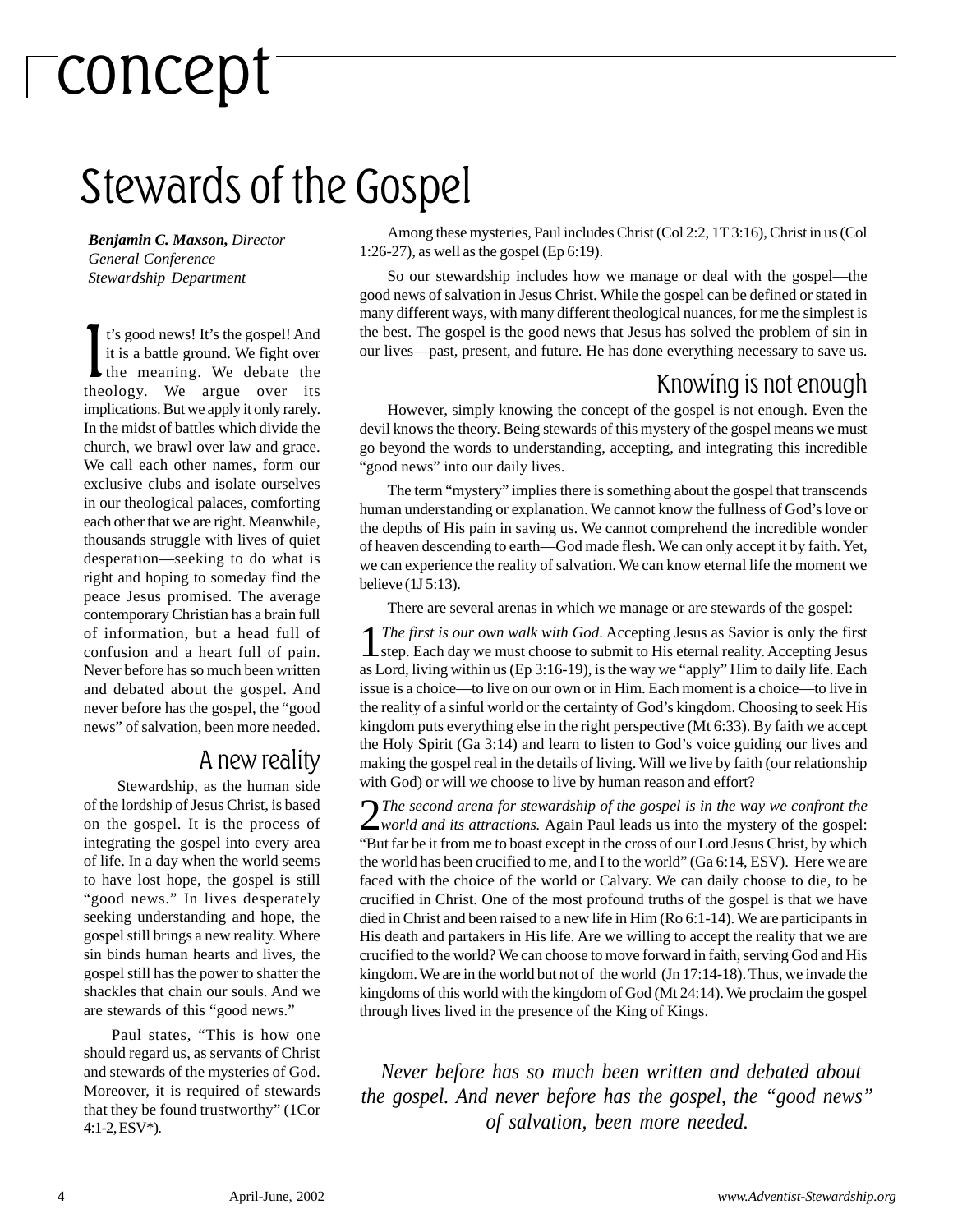# concept

## Stewards of the Gospel

***Benjamin C. Maxson,** Director*
*General Conference*
*Stewardship Department*

It's good news! It's the gospel! And it is a battle ground. We fight over the meaning. We debate the theology. We argue over its implications. But we apply it only rarely. In the midst of battles which divide the church, we brawl over law and grace. We call each other names, form our exclusive clubs and isolate ourselves in our theological palaces, comforting each other that we are right. Meanwhile, thousands struggle with lives of quiet desperation—seeking to do what is right and hoping to someday find the peace Jesus promised. The average contemporary Christian has a brain full of information, but a head full of confusion and a heart full of pain. Never before has so much been written and debated about the gospel. And never before has the gospel, the "good news" of salvation, been more needed.

### A new reality

Stewardship, as the human side of the lordship of Jesus Christ, is based on the gospel. It is the process of integrating the gospel into every area of life. In a day when the world seems to have lost hope, the gospel is still "good news." In lives desperately seeking understanding and hope, the gospel still brings a new reality. Where sin binds human hearts and lives, the gospel still has the power to shatter the shackles that chain our souls. And we are stewards of this "good news."

Paul states, "This is how one should regard us, as servants of Christ and stewards of the mysteries of God. Moreover, it is required of stewards that they be found trustworthy" (1Cor 4:1-2, ESV*).

Among these mysteries, Paul includes Christ (Col 2:2, 1T 3:16), Christ in us (Col 1:26-27), as well as the gospel (Ep 6:19).

So our stewardship includes how we manage or deal with the gospel—the good news of salvation in Jesus Christ. While the gospel can be defined or stated in many different ways, with many different theological nuances, for me the simplest is the best. The gospel is the good news that Jesus has solved the problem of sin in our lives—past, present, and future. He has done everything necessary to save us.

### Knowing is not enough

However, simply knowing the concept of the gospel is not enough. Even the devil knows the theory. Being stewards of this mystery of the gospel means we must go beyond the words to understanding, accepting, and integrating this incredible "good news" into our daily lives.

The term "mystery" implies there is something about the gospel that transcends human understanding or explanation. We cannot know the fullness of God's love or the depths of His pain in saving us. We cannot comprehend the incredible wonder of heaven descending to earth—God made flesh. We can only accept it by faith. Yet, we can experience the reality of salvation. We can know eternal life the moment we believe (1J 5:13).

There are several arenas in which we manage or are stewards of the gospel:

1 *The first is our own walk with God*. Accepting Jesus as Savior is only the first step. Each day we must choose to submit to His eternal reality. Accepting Jesus as Lord, living within us (Ep 3:16-19), is the way we "apply" Him to daily life. Each issue is a choice—to live on our own or in Him. Each moment is a choice—to live in the reality of a sinful world or the certainty of God's kingdom. Choosing to seek His kingdom puts everything else in the right perspective (Mt 6:33). By faith we accept the Holy Spirit (Ga 3:14) and learn to listen to God's voice guiding our lives and making the gospel real in the details of living. Will we live by faith (our relationship with God) or will we choose to live by human reason and effort?

2 *The second arena for stewardship of the gospel is in the way we confront the world and its attractions.* Again Paul leads us into the mystery of the gospel: "But far be it from me to boast except in the cross of our Lord Jesus Christ, by which the world has been crucified to me, and I to the world" (Ga 6:14, ESV). Here we are faced with the choice of the world or Calvary. We can daily choose to die, to be crucified in Christ. One of the most profound truths of the gospel is that we have died in Christ and been raised to a new life in Him (Ro 6:1-14). We are participants in His death and partakers in His life. Are we willing to accept the reality that we are crucified to the world? We can choose to move forward in faith, serving God and His kingdom. We are in the world but not of the world (Jn 17:14-18). Thus, we invade the kingdoms of this world with the kingdom of God (Mt 24:14). We proclaim the gospel through lives lived in the presence of the King of Kings.

*Never before has so much been written and debated about the gospel. And never before has the gospel, the "good news" of salvation, been more needed.*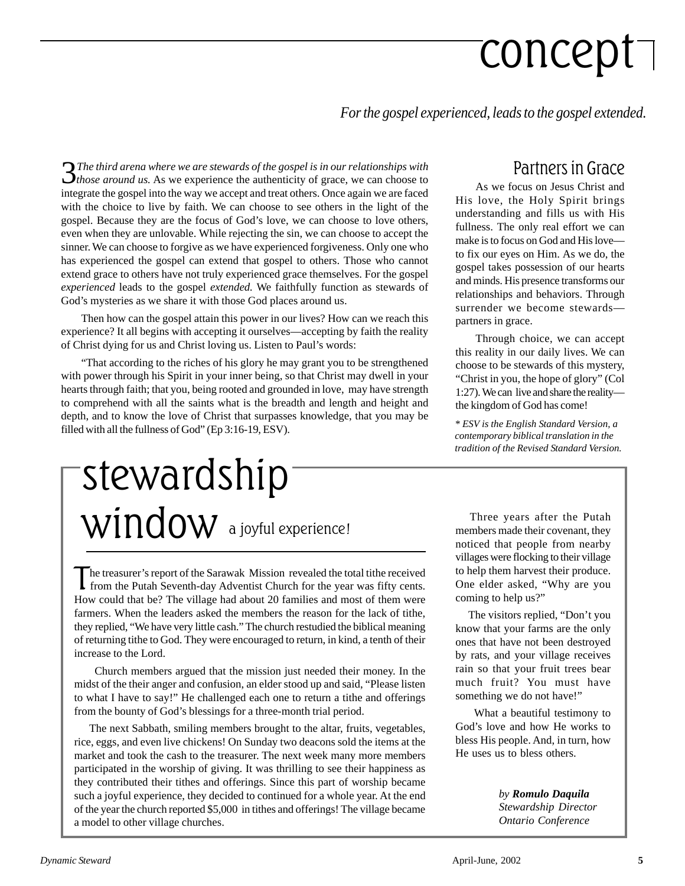# concept

*For the gospel experienced, leads to the gospel extended.*

3 *The third arena where we are stewards of the gospel is in our relationships with those around us.* As we experience the authenticity of grace, we can choose to integrate the gospel into the way we accept and treat others. Once again we are faced with the choice to live by faith. We can choose to see others in the light of the gospel. Because they are the focus of God's love, we can choose to love others, even when they are unlovable. While rejecting the sin, we can choose to accept the sinner. We can choose to forgive as we have experienced forgiveness. Only one who has experienced the gospel can extend that gospel to others. Those who cannot extend grace to others have not truly experienced grace themselves. For the gospel *experienced* leads to the gospel *extended.* We faithfully function as stewards of God's mysteries as we share it with those God places around us.

Then how can the gospel attain this power in our lives? How can we reach this experience? It all begins with accepting it ourselves—accepting by faith the reality of Christ dying for us and Christ loving us. Listen to Paul's words:

"That according to the riches of his glory he may grant you to be strengthened with power through his Spirit in your inner being, so that Christ may dwell in your hearts through faith; that you, being rooted and grounded in love, may have strength to comprehend with all the saints what is the breadth and length and height and depth, and to know the love of Christ that surpasses knowledge, that you may be filled with all the fullness of God" (Ep 3:16-19, ESV).

## Partners in Grace

As we focus on Jesus Christ and His love, the Holy Spirit brings understanding and fills us with His fullness. The only real effort we can make is to focus on God and His love—to fix our eyes on Him. As we do, the gospel takes possession of our hearts and minds. His presence transforms our relationships and behaviors. Through surrender we become stewards—partners in grace.

Through choice, we can accept this reality in our daily lives. We can choose to be stewards of this mystery, "Christ in you, the hope of glory" (Col 1:27). We can live and share the reality—the kingdom of God has come!

*\* ESV is the English Standard Version, a contemporary biblical translation in the tradition of the Revised Standard Version.*

# stewardship window

## a joyful experience!

The treasurer's report of the Sarawak Mission revealed the total tithe received from the Putah Seventh-day Adventist Church for the year was fifty cents. How could that be? The village had about 20 families and most of them were farmers. When the leaders asked the members the reason for the lack of tithe, they replied, "We have very little cash." The church restudied the biblical meaning of returning tithe to God. They were encouraged to return, in kind, a tenth of their increase to the Lord.

Church members argued that the mission just needed their money. In the midst of the their anger and confusion, an elder stood up and said, "Please listen to what I have to say!" He challenged each one to return a tithe and offerings from the bounty of God's blessings for a three-month trial period.

The next Sabbath, smiling members brought to the altar, fruits, vegetables, rice, eggs, and even live chickens! On Sunday two deacons sold the items at the market and took the cash to the treasurer. The next week many more members participated in the worship of giving. It was thrilling to see their happiness as they contributed their tithes and offerings. Since this part of worship became such a joyful experience, they decided to continued for a whole year. At the end of the year the church reported $5,000 in tithes and offerings! The village became a model to other village churches.

Three years after the Putah members made their covenant, they noticed that people from nearby villages were flocking to their village to help them harvest their produce. One elder asked, "Why are you coming to help us?"

The visitors replied, "Don't you know that your farms are the only ones that have not been destroyed by rats, and your village receives rain so that your fruit trees bear much fruit? You must have something we do not have!"

What a beautiful testimony to God's love and how He works to bless His people. And, in turn, how He uses us to bless others.

*by* ***Romulo Daquila***
*Stewardship Director*
*Ontario Conference*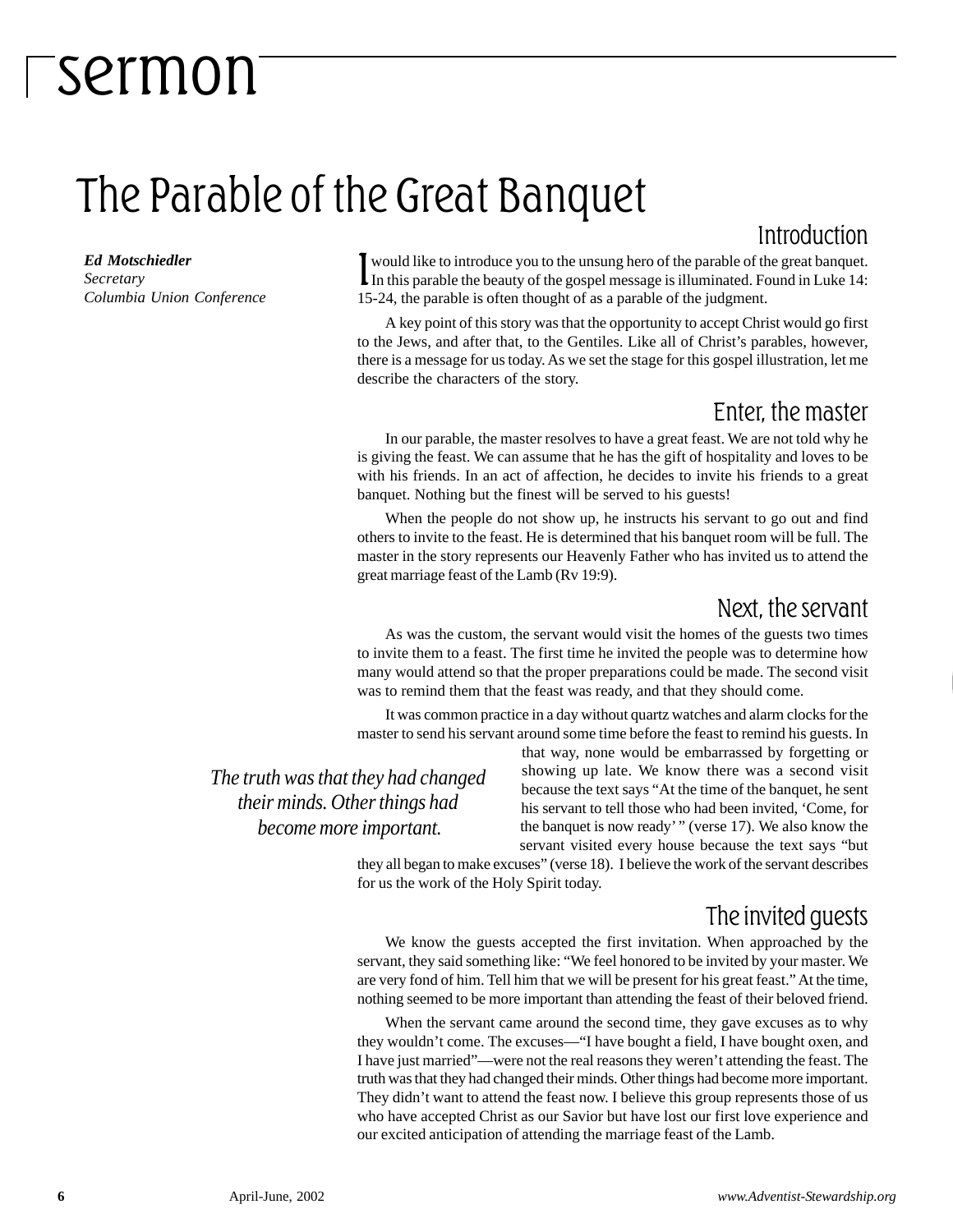# sermon

## The Parable of the Great Banquet

***Ed Motschiedler***
*Secretary*
*Columbia Union Conference*

### Introduction

I would like to introduce you to the unsung hero of the parable of the great banquet. In this parable the beauty of the gospel message is illuminated. Found in Luke 14: 15-24, the parable is often thought of as a parable of the judgment.

A key point of this story was that the opportunity to accept Christ would go first to the Jews, and after that, to the Gentiles. Like all of Christ's parables, however, there is a message for us today. As we set the stage for this gospel illustration, let me describe the characters of the story.

### Enter, the master

In our parable, the master resolves to have a great feast. We are not told why he is giving the feast. We can assume that he has the gift of hospitality and loves to be with his friends. In an act of affection, he decides to invite his friends to a great banquet. Nothing but the finest will be served to his guests!

When the people do not show up, he instructs his servant to go out and find others to invite to the feast. He is determined that his banquet room will be full. The master in the story represents our Heavenly Father who has invited us to attend the great marriage feast of the Lamb (Rv 19:9).

### Next, the servant

As was the custom, the servant would visit the homes of the guests two times to invite them to a feast. The first time he invited the people was to determine how many would attend so that the proper preparations could be made. The second visit was to remind them that the feast was ready, and that they should come.

It was common practice in a day without quartz watches and alarm clocks for the master to send his servant around some time before the feast to remind his guests. In that way, none would be embarrassed by forgetting or showing up late. We know there was a second visit because the text says "At the time of the banquet, he sent his servant to tell those who had been invited, 'Come, for the banquet is now ready' " (verse 17). We also know the servant visited every house because the text says "but they all began to make excuses" (verse 18). I believe the work of the servant describes for us the work of the Holy Spirit today.

*The truth was that they had changed their minds. Other things had become more important.*

### The invited guests

We know the guests accepted the first invitation. When approached by the servant, they said something like: "We feel honored to be invited by your master. We are very fond of him. Tell him that we will be present for his great feast." At the time, nothing seemed to be more important than attending the feast of their beloved friend.

When the servant came around the second time, they gave excuses as to why they wouldn't come. The excuses—"I have bought a field, I have bought oxen, and I have just married"—were not the real reasons they weren't attending the feast. The truth was that they had changed their minds. Other things had become more important. They didn't want to attend the feast now. I believe this group represents those of us who have accepted Christ as our Savior but have lost our first love experience and our excited anticipation of attending the marriage feast of the Lamb.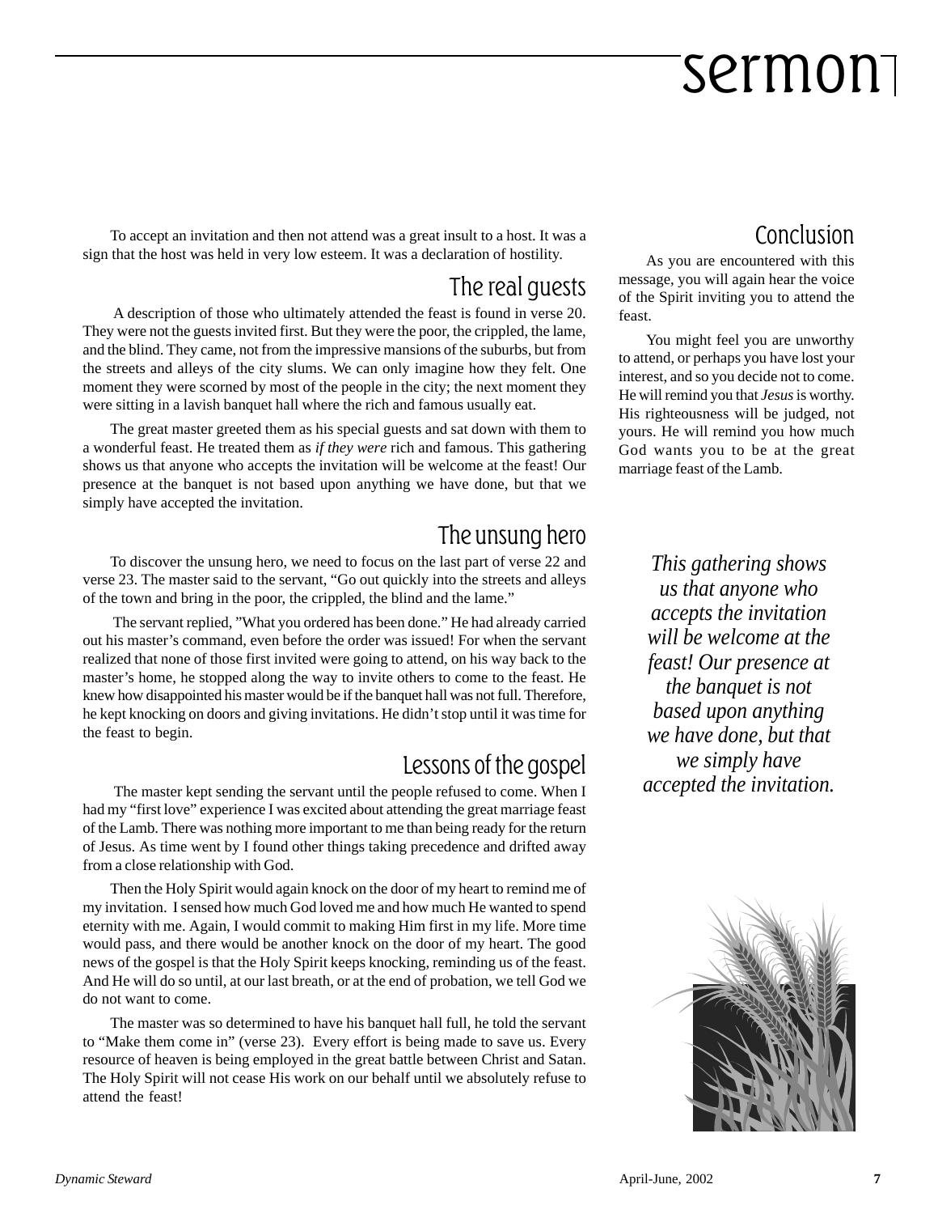To accept an invitation and then not attend was a great insult to a host. It was a sign that the host was held in very low esteem. It was a declaration of hostility.

## The real guests

A description of those who ultimately attended the feast is found in verse 20. They were not the guests invited first. But they were the poor, the crippled, the lame, and the blind. They came, not from the impressive mansions of the suburbs, but from the streets and alleys of the city slums. We can only imagine how they felt. One moment they were scorned by most of the people in the city; the next moment they were sitting in a lavish banquet hall where the rich and famous usually eat.

The great master greeted them as his special guests and sat down with them to a wonderful feast. He treated them as *if they were* rich and famous. This gathering shows us that anyone who accepts the invitation will be welcome at the feast! Our presence at the banquet is not based upon anything we have done, but that we simply have accepted the invitation.

## The unsung hero

To discover the unsung hero, we need to focus on the last part of verse 22 and verse 23. The master said to the servant, "Go out quickly into the streets and alleys of the town and bring in the poor, the crippled, the blind and the lame."

The servant replied, "What you ordered has been done." He had already carried out his master's command, even before the order was issued! For when the servant realized that none of those first invited were going to attend, on his way back to the master's home, he stopped along the way to invite others to come to the feast. He knew how disappointed his master would be if the banquet hall was not full. Therefore, he kept knocking on doors and giving invitations. He didn't stop until it was time for the feast to begin.

## Lessons of the gospel

The master kept sending the servant until the people refused to come. When I had my "first love" experience I was excited about attending the great marriage feast of the Lamb. There was nothing more important to me than being ready for the return of Jesus. As time went by I found other things taking precedence and drifted away from a close relationship with God.

Then the Holy Spirit would again knock on the door of my heart to remind me of my invitation. I sensed how much God loved me and how much He wanted to spend eternity with me. Again, I would commit to making Him first in my life. More time would pass, and there would be another knock on the door of my heart. The good news of the gospel is that the Holy Spirit keeps knocking, reminding us of the feast. And He will do so until, at our last breath, or at the end of probation, we tell God we do not want to come.

The master was so determined to have his banquet hall full, he told the servant to "Make them come in" (verse 23). Every effort is being made to save us. Every resource of heaven is being employed in the great battle between Christ and Satan. The Holy Spirit will not cease His work on our behalf until we absolutely refuse to attend the feast!

## Conclusion

As you are encountered with this message, you will again hear the voice of the Spirit inviting you to attend the feast.

You might feel you are unworthy to attend, or perhaps you have lost your interest, and so you decide not to come. He will remind you that *Jesus* is worthy. His righteousness will be judged, not yours. He will remind you how much God wants you to be at the great marriage feast of the Lamb.

*This gathering shows us that anyone who accepts the invitation will be welcome at the feast! Our presence at the banquet is not based upon anything we have done, but that we simply have accepted the invitation.*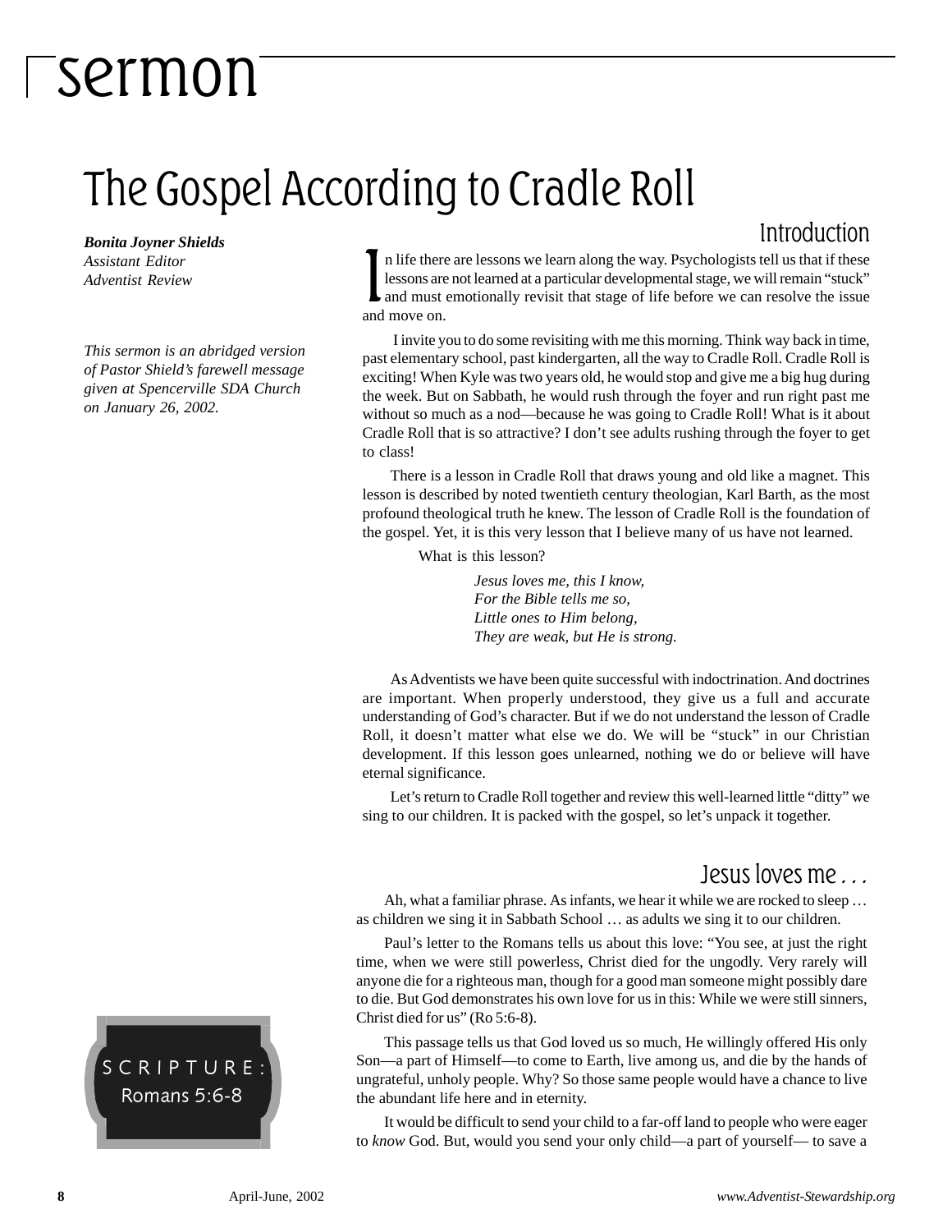# sermon

## The Gospel According to Cradle Roll

***Bonita Joyner Shields***
*Assistant Editor*
*Adventist Review*

*This sermon is an abridged version of Pastor Shield's farewell message given at Spencerville SDA Church on January 26, 2002.*

**SCRIPTURE:**
Romans 5:6-8

### Introduction

In life there are lessons we learn along the way. Psychologists tell us that if these lessons are not learned at a particular developmental stage, we will remain "stuck" and must emotionally revisit that stage of life before we can resolve the issue and move on.

I invite you to do some revisiting with me this morning. Think way back in time, past elementary school, past kindergarten, all the way to Cradle Roll. Cradle Roll is exciting! When Kyle was two years old, he would stop and give me a big hug during the week. But on Sabbath, he would rush through the foyer and run right past me without so much as a nod—because he was going to Cradle Roll! What is it about Cradle Roll that is so attractive? I don't see adults rushing through the foyer to get to class!

There is a lesson in Cradle Roll that draws young and old like a magnet. This lesson is described by noted twentieth century theologian, Karl Barth, as the most profound theological truth he knew. The lesson of Cradle Roll is the foundation of the gospel. Yet, it is this very lesson that I believe many of us have not learned.

What is this lesson?

*Jesus loves me, this I know,*
*For the Bible tells me so,*
*Little ones to Him belong,*
*They are weak, but He is strong.*

As Adventists we have been quite successful with indoctrination. And doctrines are important. When properly understood, they give us a full and accurate understanding of God's character. But if we do not understand the lesson of Cradle Roll, it doesn't matter what else we do. We will be "stuck" in our Christian development. If this lesson goes unlearned, nothing we do or believe will have eternal significance.

Let's return to Cradle Roll together and review this well-learned little "ditty" we sing to our children. It is packed with the gospel, so let's unpack it together.

### Jesus loves me . . .

Ah, what a familiar phrase. As infants, we hear it while we are rocked to sleep … as children we sing it in Sabbath School … as adults we sing it to our children.

Paul's letter to the Romans tells us about this love: "You see, at just the right time, when we were still powerless, Christ died for the ungodly. Very rarely will anyone die for a righteous man, though for a good man someone might possibly dare to die. But God demonstrates his own love for us in this: While we were still sinners, Christ died for us" (Ro 5:6-8).

This passage tells us that God loved us so much, He willingly offered His only Son—a part of Himself—to come to Earth, live among us, and die by the hands of ungrateful, unholy people. Why? So those same people would have a chance to live the abundant life here and in eternity.

It would be difficult to send your child to a far-off land to people who were eager to *know* God. But, would you send your only child—a part of yourself— to save a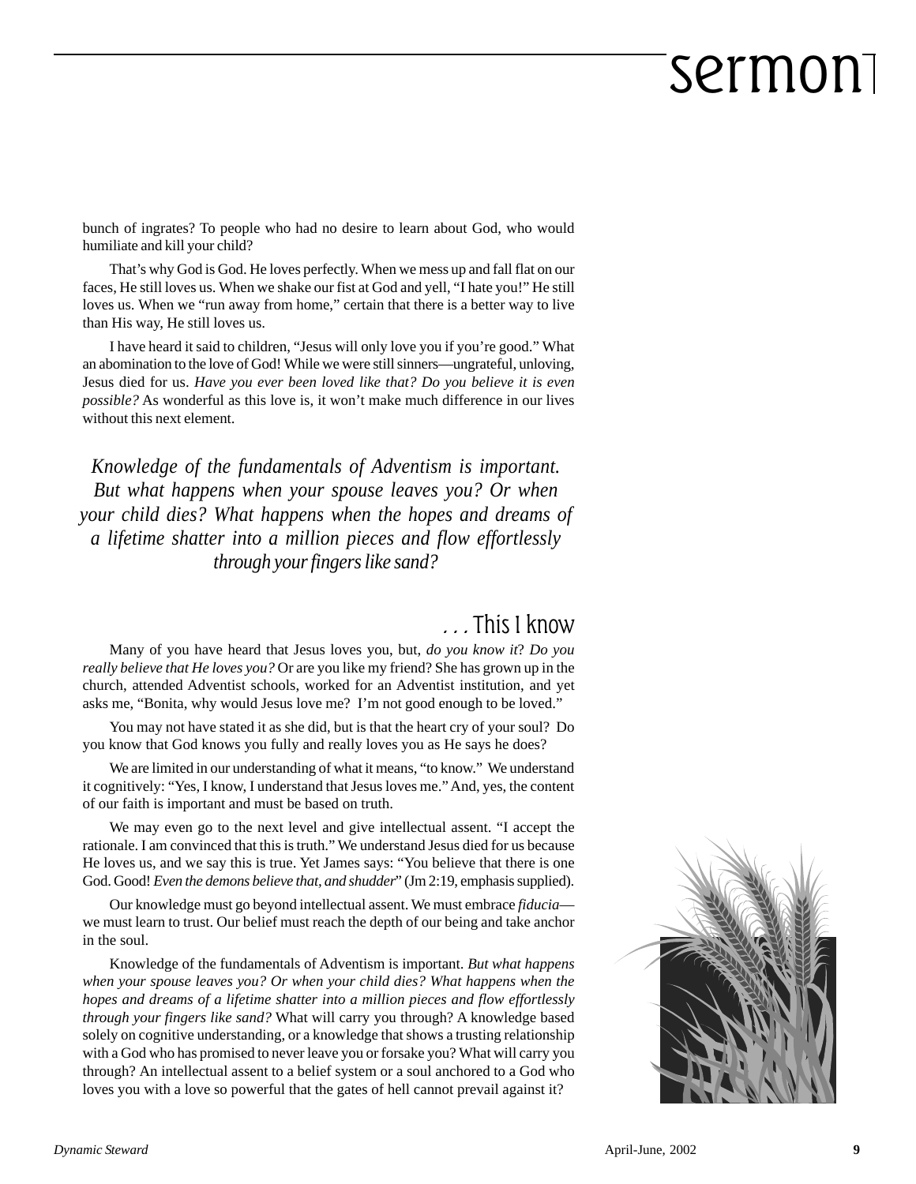bunch of ingrates? To people who had no desire to learn about God, who would humiliate and kill your child?

That's why God is God. He loves perfectly. When we mess up and fall flat on our faces, He still loves us. When we shake our fist at God and yell, "I hate you!" He still loves us. When we "run away from home," certain that there is a better way to live than His way, He still loves us.

I have heard it said to children, "Jesus will only love you if you're good." What an abomination to the love of God! While we were still sinners—ungrateful, unloving, Jesus died for us. *Have you ever been loved like that? Do you believe it is even possible?* As wonderful as this love is, it won't make much difference in our lives without this next element.

> *Knowledge of the fundamentals of Adventism is important. But what happens when your spouse leaves you? Or when your child dies? What happens when the hopes and dreams of a lifetime shatter into a million pieces and flow effortlessly through your fingers like sand?*

## *. . .* This I know

Many of you have heard that Jesus loves you, but, *do you know it*? *Do you really believe that He loves you?* Or are you like my friend? She has grown up in the church, attended Adventist schools, worked for an Adventist institution, and yet asks me, "Bonita, why would Jesus love me? I'm not good enough to be loved."

You may not have stated it as she did, but is that the heart cry of your soul? Do you know that God knows you fully and really loves you as He says he does?

We are limited in our understanding of what it means, "to know." We understand it cognitively: "Yes, I know, I understand that Jesus loves me." And, yes, the content of our faith is important and must be based on truth.

We may even go to the next level and give intellectual assent. "I accept the rationale. I am convinced that this is truth." We understand Jesus died for us because He loves us, and we say this is true. Yet James says: "You believe that there is one God. Good! *Even the demons believe that, and shudder*" (Jm 2:19, emphasis supplied).

Our knowledge must go beyond intellectual assent. We must embrace *fiducia*—we must learn to trust. Our belief must reach the depth of our being and take anchor in the soul.

Knowledge of the fundamentals of Adventism is important. *But what happens when your spouse leaves you? Or when your child dies? What happens when the hopes and dreams of a lifetime shatter into a million pieces and flow effortlessly through your fingers like sand?* What will carry you through? A knowledge based solely on cognitive understanding, or a knowledge that shows a trusting relationship with a God who has promised to never leave you or forsake you? What will carry you through? An intellectual assent to a belief system or a soul anchored to a God who loves you with a love so powerful that the gates of hell cannot prevail against it?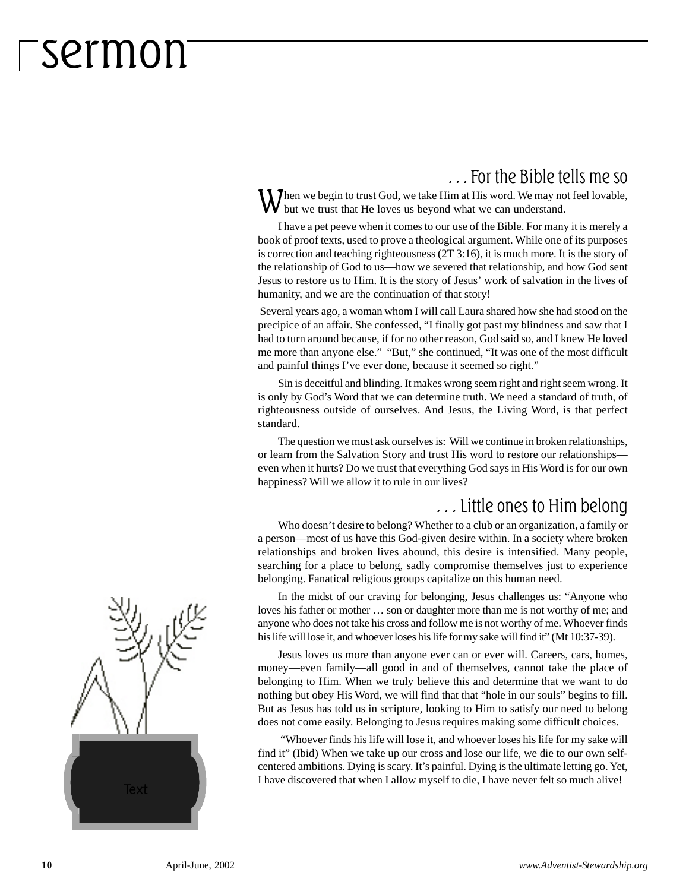# sermon

## . . . For the Bible tells me so

When we begin to trust God, we take Him at His word. We may not feel lovable, but we trust that He loves us beyond what we can understand.

I have a pet peeve when it comes to our use of the Bible. For many it is merely a book of proof texts, used to prove a theological argument. While one of its purposes is correction and teaching righteousness (2T 3:16), it is much more. It is the story of the relationship of God to us—how we severed that relationship, and how God sent Jesus to restore us to Him. It is the story of Jesus' work of salvation in the lives of humanity, and we are the continuation of that story!

Several years ago, a woman whom I will call Laura shared how she had stood on the precipice of an affair. She confessed, "I finally got past my blindness and saw that I had to turn around because, if for no other reason, God said so, and I knew He loved me more than anyone else." "But," she continued, "It was one of the most difficult and painful things I've ever done, because it seemed so right."

Sin is deceitful and blinding. It makes wrong seem right and right seem wrong. It is only by God's Word that we can determine truth. We need a standard of truth, of righteousness outside of ourselves. And Jesus, the Living Word, is that perfect standard.

The question we must ask ourselves is: Will we continue in broken relationships, or learn from the Salvation Story and trust His word to restore our relationships—even when it hurts? Do we trust that everything God says in His Word is for our own happiness? Will we allow it to rule in our lives?

## . . . Little ones to Him belong

Who doesn't desire to belong? Whether to a club or an organization, a family or a person—most of us have this God-given desire within. In a society where broken relationships and broken lives abound, this desire is intensified. Many people, searching for a place to belong, sadly compromise themselves just to experience belonging. Fanatical religious groups capitalize on this human need.

In the midst of our craving for belonging, Jesus challenges us: "Anyone who loves his father or mother … son or daughter more than me is not worthy of me; and anyone who does not take his cross and follow me is not worthy of me. Whoever finds his life will lose it, and whoever loses his life for my sake will find it" (Mt 10:37-39).

Jesus loves us more than anyone ever can or ever will. Careers, cars, homes, money—even family—all good in and of themselves, cannot take the place of belonging to Him. When we truly believe this and determine that we want to do nothing but obey His Word, we will find that that "hole in our souls" begins to fill. But as Jesus has told us in scripture, looking to Him to satisfy our need to belong does not come easily. Belonging to Jesus requires making some difficult choices.

"Whoever finds his life will lose it, and whoever loses his life for my sake will find it" (Ibid) When we take up our cross and lose our life, we die to our own self-centered ambitions. Dying is scary. It's painful. Dying is the ultimate letting go. Yet, I have discovered that when I allow myself to die, I have never felt so much alive!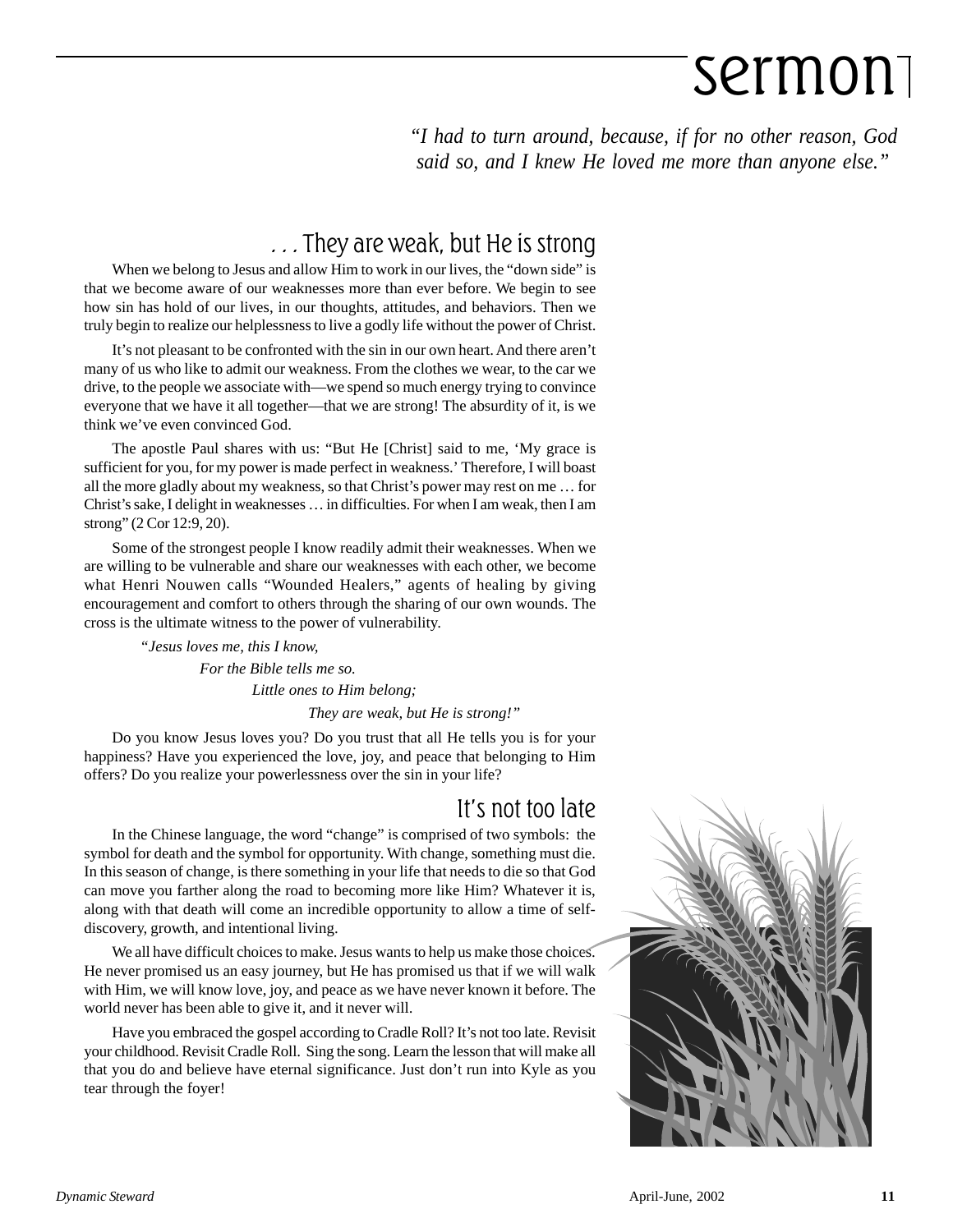# sermon

*"I had to turn around, because, if for no other reason, God said so, and I knew He loved me more than anyone else."*

## . . . They are weak, but He is strong

When we belong to Jesus and allow Him to work in our lives, the "down side" is that we become aware of our weaknesses more than ever before. We begin to see how sin has hold of our lives, in our thoughts, attitudes, and behaviors. Then we truly begin to realize our helplessness to live a godly life without the power of Christ.

It's not pleasant to be confronted with the sin in our own heart. And there aren't many of us who like to admit our weakness. From the clothes we wear, to the car we drive, to the people we associate with—we spend so much energy trying to convince everyone that we have it all together—that we are strong! The absurdity of it, is we think we've even convinced God.

The apostle Paul shares with us: "But He [Christ] said to me, 'My grace is sufficient for you, for my power is made perfect in weakness.' Therefore, I will boast all the more gladly about my weakness, so that Christ's power may rest on me … for Christ's sake, I delight in weaknesses … in difficulties. For when I am weak, then I am strong" (2 Cor 12:9, 20).

Some of the strongest people I know readily admit their weaknesses. When we are willing to be vulnerable and share our weaknesses with each other, we become what Henri Nouwen calls "Wounded Healers," agents of healing by giving encouragement and comfort to others through the sharing of our own wounds. The cross is the ultimate witness to the power of vulnerability.

*"Jesus loves me, this I know,*
*For the Bible tells me so.*
*Little ones to Him belong;*
*They are weak, but He is strong!"*

Do you know Jesus loves you? Do you trust that all He tells you is for your happiness? Have you experienced the love, joy, and peace that belonging to Him offers? Do you realize your powerlessness over the sin in your life?

## It's not too late

In the Chinese language, the word "change" is comprised of two symbols: the symbol for death and the symbol for opportunity. With change, something must die. In this season of change, is there something in your life that needs to die so that God can move you farther along the road to becoming more like Him? Whatever it is, along with that death will come an incredible opportunity to allow a time of self-discovery, growth, and intentional living.

We all have difficult choices to make. Jesus wants to help us make those choices. He never promised us an easy journey, but He has promised us that if we will walk with Him, we will know love, joy, and peace as we have never known it before. The world never has been able to give it, and it never will.

Have you embraced the gospel according to Cradle Roll? It's not too late. Revisit your childhood. Revisit Cradle Roll. Sing the song. Learn the lesson that will make all that you do and believe have eternal significance. Just don't run into Kyle as you tear through the foyer!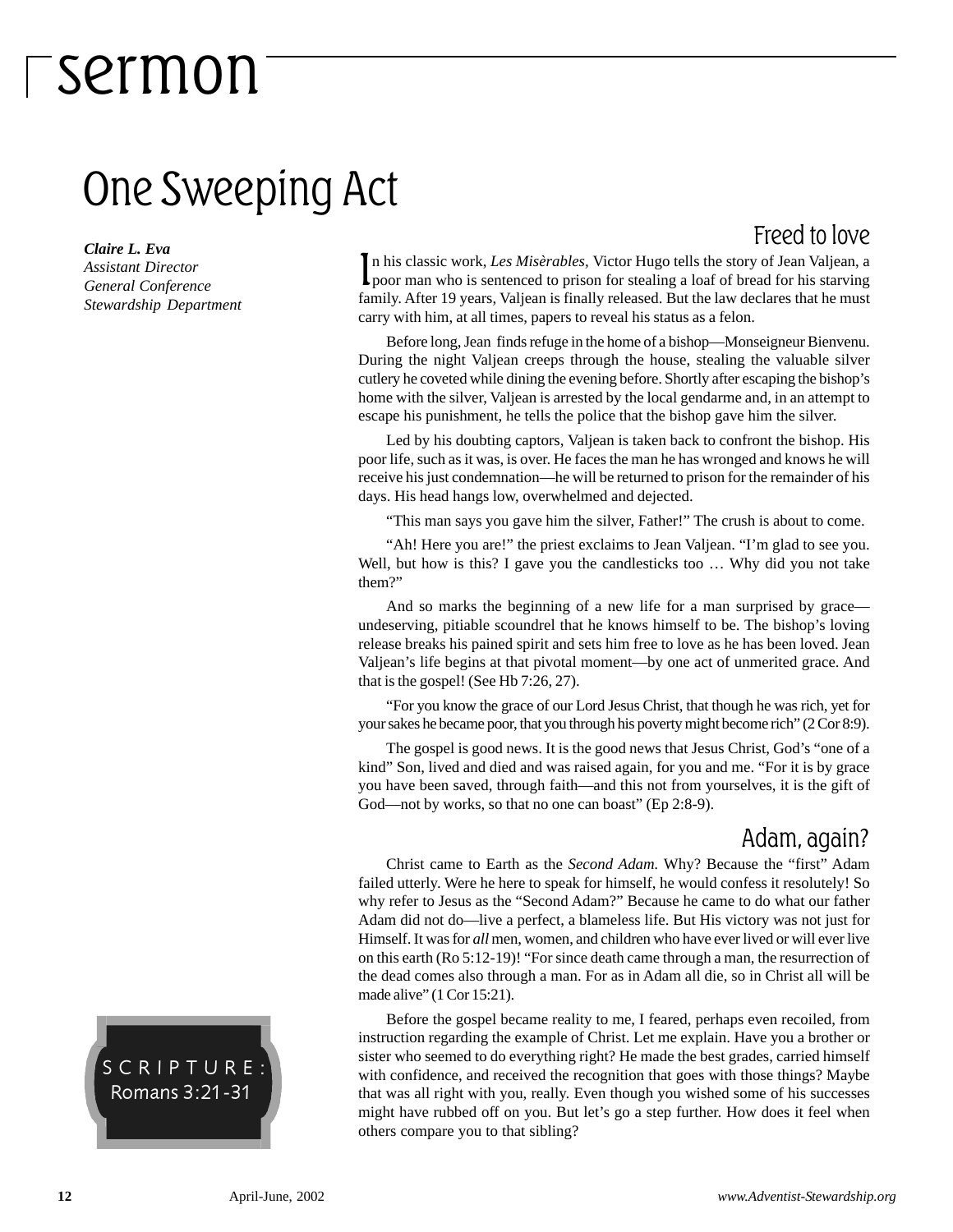# sermon

## One Sweeping Act

***Claire L. Eva***
*Assistant Director*
*General Conference*
*Stewardship Department*

SCRIPTURE: Romans 3:21-31

### Freed to love

In his classic work, *Les Misèrables,* Victor Hugo tells the story of Jean Valjean, a poor man who is sentenced to prison for stealing a loaf of bread for his starving family. After 19 years, Valjean is finally released. But the law declares that he must carry with him, at all times, papers to reveal his status as a felon.

Before long, Jean finds refuge in the home of a bishop—Monseigneur Bienvenu. During the night Valjean creeps through the house, stealing the valuable silver cutlery he coveted while dining the evening before. Shortly after escaping the bishop's home with the silver, Valjean is arrested by the local gendarme and, in an attempt to escape his punishment, he tells the police that the bishop gave him the silver.

Led by his doubting captors, Valjean is taken back to confront the bishop. His poor life, such as it was, is over. He faces the man he has wronged and knows he will receive his just condemnation—he will be returned to prison for the remainder of his days. His head hangs low, overwhelmed and dejected.

"This man says you gave him the silver, Father!" The crush is about to come.

"Ah! Here you are!" the priest exclaims to Jean Valjean. "I'm glad to see you. Well, but how is this? I gave you the candlesticks too … Why did you not take them?"

And so marks the beginning of a new life for a man surprised by grace—undeserving, pitiable scoundrel that he knows himself to be. The bishop's loving release breaks his pained spirit and sets him free to love as he has been loved. Jean Valjean's life begins at that pivotal moment—by one act of unmerited grace. And that is the gospel! (See Hb 7:26, 27).

"For you know the grace of our Lord Jesus Christ, that though he was rich, yet for your sakes he became poor, that you through his poverty might become rich" (2 Cor 8:9).

The gospel is good news. It is the good news that Jesus Christ, God's "one of a kind" Son, lived and died and was raised again, for you and me. "For it is by grace you have been saved, through faith—and this not from yourselves, it is the gift of God—not by works, so that no one can boast" (Ep 2:8-9).

### Adam, again?

Christ came to Earth as the *Second Adam.* Why? Because the "first" Adam failed utterly. Were he here to speak for himself, he would confess it resolutely! So why refer to Jesus as the "Second Adam?" Because he came to do what our father Adam did not do—live a perfect, a blameless life. But His victory was not just for Himself. It was for *all* men, women, and children who have ever lived or will ever live on this earth (Ro 5:12-19)! "For since death came through a man, the resurrection of the dead comes also through a man. For as in Adam all die, so in Christ all will be made alive" (1 Cor 15:21).

Before the gospel became reality to me, I feared, perhaps even recoiled, from instruction regarding the example of Christ. Let me explain. Have you a brother or sister who seemed to do everything right? He made the best grades, carried himself with confidence, and received the recognition that goes with those things? Maybe that was all right with you, really. Even though you wished some of his successes might have rubbed off on you. But let's go a step further. How does it feel when others compare you to that sibling?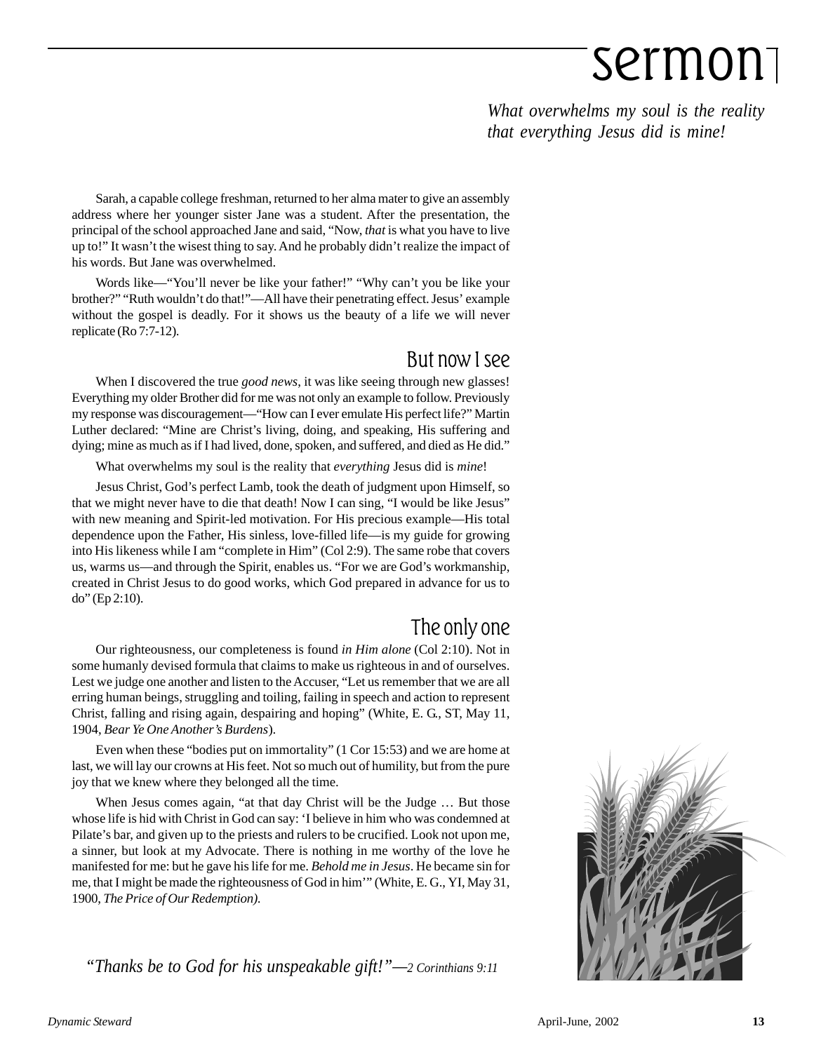# sermon

*What overwhelms my soul is the reality that everything Jesus did is mine!*

Sarah, a capable college freshman, returned to her alma mater to give an assembly address where her younger sister Jane was a student. After the presentation, the principal of the school approached Jane and said, "Now, *that* is what you have to live up to!" It wasn't the wisest thing to say. And he probably didn't realize the impact of his words. But Jane was overwhelmed.

Words like—"You'll never be like your father!" "Why can't you be like your brother?" "Ruth wouldn't do that!"—All have their penetrating effect. Jesus' example without the gospel is deadly. For it shows us the beauty of a life we will never replicate (Ro 7:7-12).

## But now I see

When I discovered the true *good news*, it was like seeing through new glasses! Everything my older Brother did for me was not only an example to follow. Previously my response was discouragement—"How can I ever emulate His perfect life?" Martin Luther declared: "Mine are Christ's living, doing, and speaking, His suffering and dying; mine as much as if I had lived, done, spoken, and suffered, and died as He did."

What overwhelms my soul is the reality that *everything* Jesus did is *mine*!

Jesus Christ, God's perfect Lamb, took the death of judgment upon Himself, so that we might never have to die that death! Now I can sing, "I would be like Jesus" with new meaning and Spirit-led motivation. For His precious example—His total dependence upon the Father, His sinless, love-filled life—is my guide for growing into His likeness while I am "complete in Him" (Col 2:9). The same robe that covers us, warms us—and through the Spirit, enables us. "For we are God's workmanship, created in Christ Jesus to do good works, which God prepared in advance for us to do" (Ep 2:10).

## The only one

Our righteousness, our completeness is found *in Him alone* (Col 2:10). Not in some humanly devised formula that claims to make us righteous in and of ourselves. Lest we judge one another and listen to the Accuser, "Let us remember that we are all erring human beings, struggling and toiling, failing in speech and action to represent Christ, falling and rising again, despairing and hoping" (White, E. G., ST, May 11, 1904, *Bear Ye One Another's Burdens*).

Even when these "bodies put on immortality" (1 Cor 15:53) and we are home at last, we will lay our crowns at His feet. Not so much out of humility, but from the pure joy that we knew where they belonged all the time.

When Jesus comes again, "at that day Christ will be the Judge … But those whose life is hid with Christ in God can say: 'I believe in him who was condemned at Pilate's bar, and given up to the priests and rulers to be crucified. Look not upon me, a sinner, but look at my Advocate. There is nothing in me worthy of the love he manifested for me: but he gave his life for me. *Behold me in Jesus*. He became sin for me, that I might be made the righteousness of God in him'" (White, E. G., YI, May 31, 1900, *The Price of Our Redemption).*

*"Thanks be to God for his unspeakable gift!"—2 Corinthians 9:11*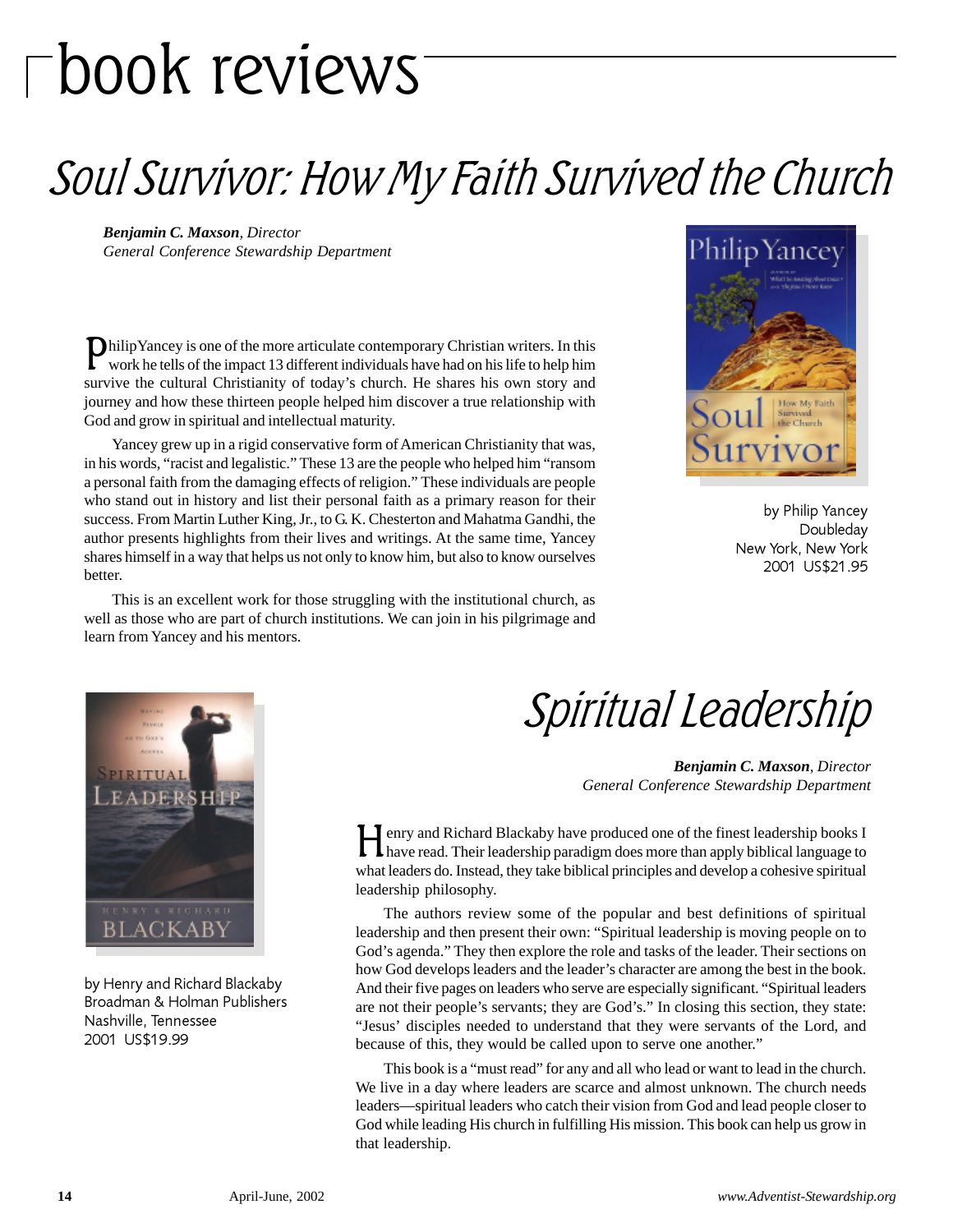# book reviews

## Soul Survivor: How My Faith Survived the Church

***Benjamin C. Maxson**, Director*
*General Conference Stewardship Department*

by Philip Yancey
Doubleday
New York, New York
2001 US$21.95

Philip Yancey is one of the more articulate contemporary Christian writers. In this work he tells of the impact 13 different individuals have had on his life to help him survive the cultural Christianity of today's church. He shares his own story and journey and how these thirteen people helped him discover a true relationship with God and grow in spiritual and intellectual maturity.

Yancey grew up in a rigid conservative form of American Christianity that was, in his words, "racist and legalistic." These 13 are the people who helped him "ransom a personal faith from the damaging effects of religion." These individuals are people who stand out in history and list their personal faith as a primary reason for their success. From Martin Luther King, Jr., to G. K. Chesterton and Mahatma Gandhi, the author presents highlights from their lives and writings. At the same time, Yancey shares himself in a way that helps us not only to know him, but also to know ourselves better.

This is an excellent work for those struggling with the institutional church, as well as those who are part of church institutions. We can join in his pilgrimage and learn from Yancey and his mentors.

## Spiritual Leadership

***Benjamin C. Maxson**, Director*
*General Conference Stewardship Department*

by Henry and Richard Blackaby
Broadman & Holman Publishers
Nashville, Tennessee
2001 US$19.99

Henry and Richard Blackaby have produced one of the finest leadership books I have read. Their leadership paradigm does more than apply biblical language to what leaders do. Instead, they take biblical principles and develop a cohesive spiritual leadership philosophy.

The authors review some of the popular and best definitions of spiritual leadership and then present their own: "Spiritual leadership is moving people on to God's agenda." They then explore the role and tasks of the leader. Their sections on how God develops leaders and the leader's character are among the best in the book. And their five pages on leaders who serve are especially significant. "Spiritual leaders are not their people's servants; they are God's." In closing this section, they state: "Jesus' disciples needed to understand that they were servants of the Lord, and because of this, they would be called upon to serve one another."

This book is a "must read" for any and all who lead or want to lead in the church. We live in a day where leaders are scarce and almost unknown. The church needs leaders—spiritual leaders who catch their vision from God and lead people closer to God while leading His church in fulfilling His mission. This book can help us grow in that leadership.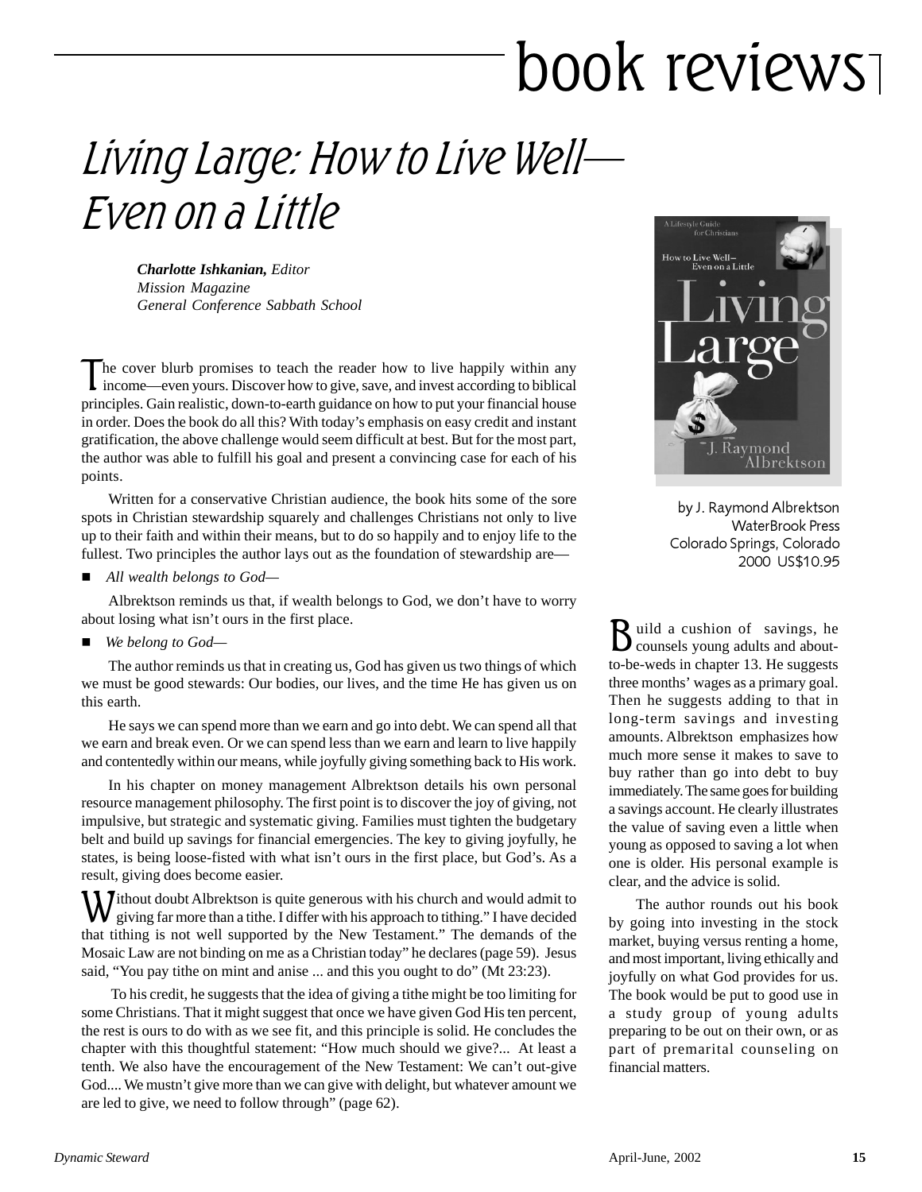# book reviews

# Living Large: How to Live Well—Even on a Little

***Charlotte Ishkanian,*** *Editor*
*Mission Magazine*
*General Conference Sabbath School*

The cover blurb promises to teach the reader how to live happily within any income—even yours. Discover how to give, save, and invest according to biblical principles. Gain realistic, down-to-earth guidance on how to put your financial house in order. Does the book do all this? With today's emphasis on easy credit and instant gratification, the above challenge would seem difficult at best. But for the most part, the author was able to fulfill his goal and present a convincing case for each of his points.

Written for a conservative Christian audience, the book hits some of the sore spots in Christian stewardship squarely and challenges Christians not only to live up to their faith and within their means, but to do so happily and to enjoy life to the fullest. Two principles the author lays out as the foundation of stewardship are—

- *All wealth belongs to God—*

Albrektson reminds us that, if wealth belongs to God, we don't have to worry about losing what isn't ours in the first place.

- *We belong to God—*

The author reminds us that in creating us, God has given us two things of which we must be good stewards: Our bodies, our lives, and the time He has given us on this earth.

He says we can spend more than we earn and go into debt. We can spend all that we earn and break even. Or we can spend less than we earn and learn to live happily and contentedly within our means, while joyfully giving something back to His work.

In his chapter on money management Albrektson details his own personal resource management philosophy. The first point is to discover the joy of giving, not impulsive, but strategic and systematic giving. Families must tighten the budgetary belt and build up savings for financial emergencies. The key to giving joyfully, he states, is being loose-fisted with what isn't ours in the first place, but God's. As a result, giving does become easier.

Without doubt Albrektson is quite generous with his church and would admit to giving far more than a tithe. I differ with his approach to tithing." I have decided that tithing is not well supported by the New Testament." The demands of the Mosaic Law are not binding on me as a Christian today" he declares (page 59). Jesus said, "You pay tithe on mint and anise ... and this you ought to do" (Mt 23:23).

To his credit, he suggests that the idea of giving a tithe might be too limiting for some Christians. That it might suggest that once we have given God His ten percent, the rest is ours to do with as we see fit, and this principle is solid. He concludes the chapter with this thoughtful statement: "How much should we give?... At least a tenth. We also have the encouragement of the New Testament: We can't out-give God.... We mustn't give more than we can give with delight, but whatever amount we are led to give, we need to follow through" (page 62).

by J. Raymond Albrektson
WaterBrook Press
Colorado Springs, Colorado
2000 US$10.95

Build a cushion of savings, he counsels young adults and about-to-be-weds in chapter 13. He suggests three months' wages as a primary goal. Then he suggests adding to that in long-term savings and investing amounts. Albrektson emphasizes how much more sense it makes to save to buy rather than go into debt to buy immediately. The same goes for building a savings account. He clearly illustrates the value of saving even a little when young as opposed to saving a lot when one is older. His personal example is clear, and the advice is solid.

The author rounds out his book by going into investing in the stock market, buying versus renting a home, and most important, living ethically and joyfully on what God provides for us. The book would be put to good use in a study group of young adults preparing to be out on their own, or as part of premarital counseling on financial matters.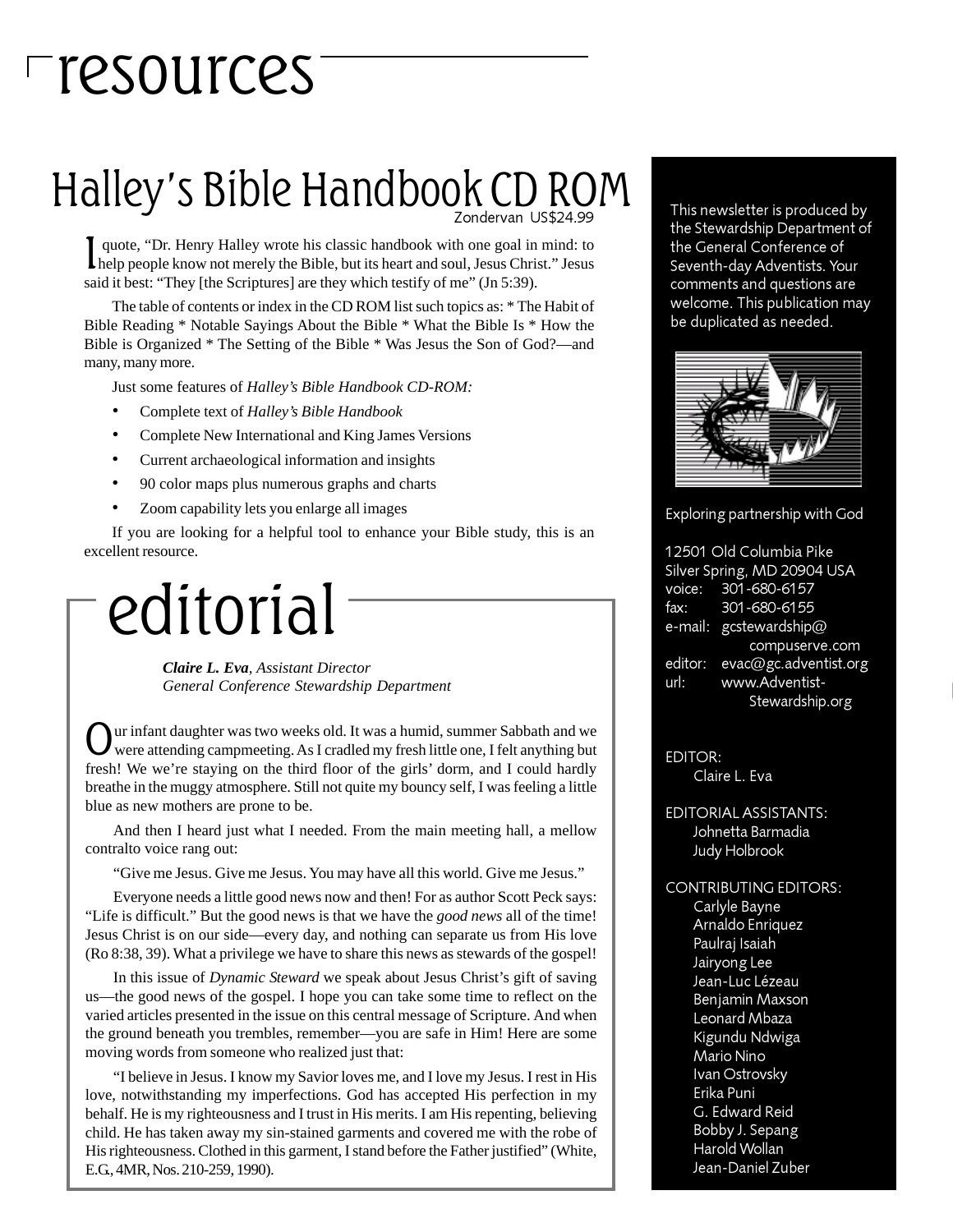# resources

## Halley's Bible Handbook CD ROM

Zondervan US$24.99

I quote, "Dr. Henry Halley wrote his classic handbook with one goal in mind: to help people know not merely the Bible, but its heart and soul, Jesus Christ." Jesus said it best: "They [the Scriptures] are they which testify of me" (Jn 5:39).

The table of contents or index in the CD ROM list such topics as: * The Habit of Bible Reading * Notable Sayings About the Bible * What the Bible Is * How the Bible is Organized * The Setting of the Bible * Was Jesus the Son of God?—and many, many more.

Just some features of *Halley's Bible Handbook CD-ROM:*

- Complete text of *Halley's Bible Handbook*
- Complete New International and King James Versions
- Current archaeological information and insights
- 90 color maps plus numerous graphs and charts
- Zoom capability lets you enlarge all images

If you are looking for a helpful tool to enhance your Bible study, this is an excellent resource.

# editorial

***Claire L. Eva**, Assistant Director*
*General Conference Stewardship Department*

Our infant daughter was two weeks old. It was a humid, summer Sabbath and we were attending campmeeting. As I cradled my fresh little one, I felt anything but fresh! We we're staying on the third floor of the girls' dorm, and I could hardly breathe in the muggy atmosphere. Still not quite my bouncy self, I was feeling a little blue as new mothers are prone to be.

And then I heard just what I needed. From the main meeting hall, a mellow contralto voice rang out:

"Give me Jesus. Give me Jesus. You may have all this world. Give me Jesus."

Everyone needs a little good news now and then! For as author Scott Peck says: "Life is difficult." But the good news is that we have the *good news* all of the time! Jesus Christ is on our side—every day, and nothing can separate us from His love (Ro 8:38, 39). What a privilege we have to share this news as stewards of the gospel!

In this issue of *Dynamic Steward* we speak about Jesus Christ's gift of saving us—the good news of the gospel. I hope you can take some time to reflect on the varied articles presented in the issue on this central message of Scripture. And when the ground beneath you trembles, remember—you are safe in Him! Here are some moving words from someone who realized just that:

"I believe in Jesus. I know my Savior loves me, and I love my Jesus. I rest in His love, notwithstanding my imperfections. God has accepted His perfection in my behalf. He is my righteousness and I trust in His merits. I am His repenting, believing child. He has taken away my sin-stained garments and covered me with the robe of His righteousness. Clothed in this garment, I stand before the Father justified" (White, E.G., 4MR, Nos. 210-259, 1990).

---

This newsletter is produced by the Stewardship Department of the General Conference of Seventh-day Adventists. Your comments and questions are welcome. This publication may be duplicated as needed.

Exploring partnership with God

12501 Old Columbia Pike
Silver Spring, MD 20904 USA
voice: 301-680-6157
fax: 301-680-6155
e-mail: gcstewardship@compuserve.com
editor: evac@gc.adventist.org
url: www.Adventist-Stewardship.org

EDITOR:
Claire L. Eva

EDITORIAL ASSISTANTS:
Johnetta Barmadia
Judy Holbrook

CONTRIBUTING EDITORS:
Carlyle Bayne
Arnaldo Enriquez
Paulraj Isaiah
Jairyong Lee
Jean-Luc Lézeau
Benjamin Maxson
Leonard Mbaza
Kigundu Ndwiga
Mario Nino
Ivan Ostrovsky
Erika Puni
G. Edward Reid
Bobby J. Sepang
Harold Wollan
Jean-Daniel Zuber